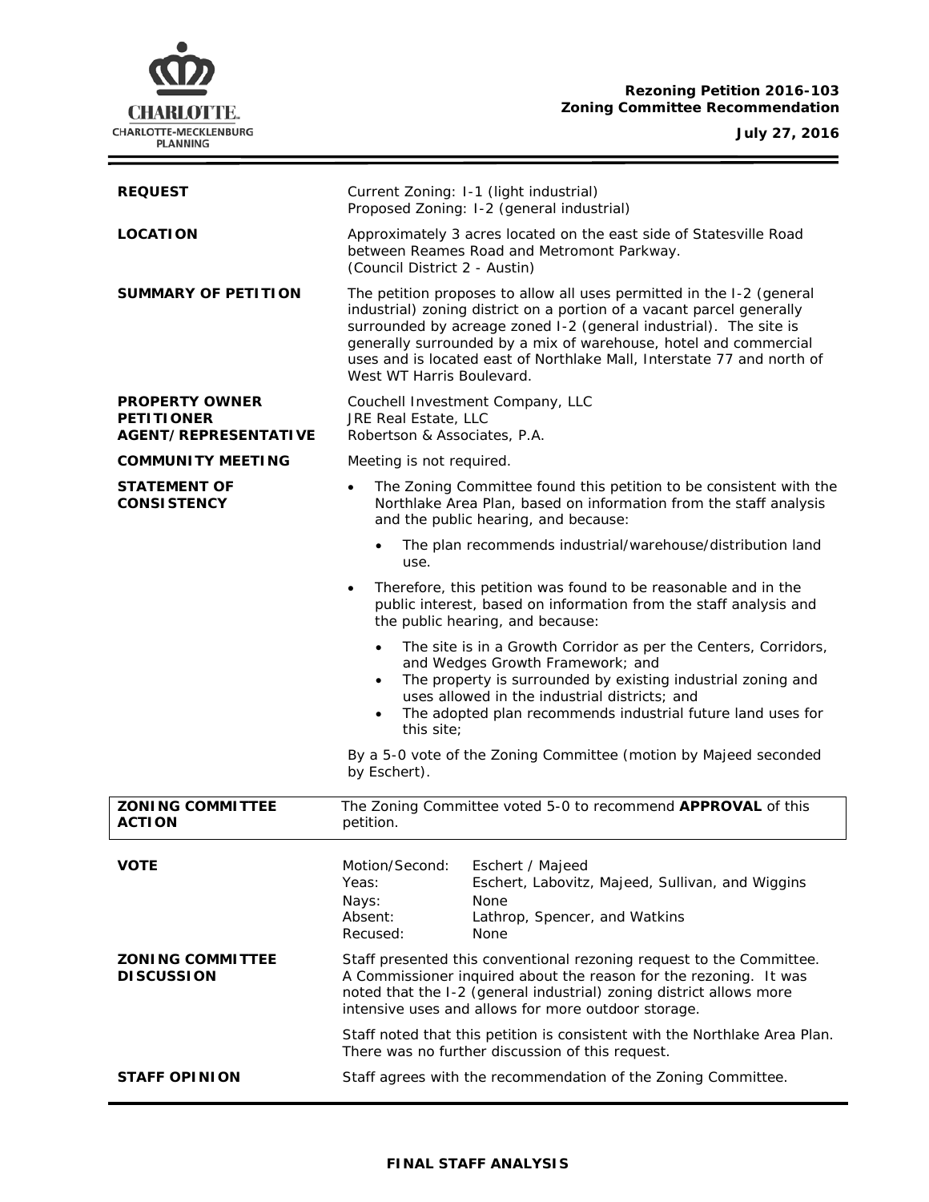**Rezoning Petition 2016-103**
**Zoning Committee Recommendation**

**July 27, 2016**

| | |
|---|---|
| **REQUEST** | Current Zoning: I-1 (light industrial)<br>Proposed Zoning: I-2 (general industrial) |
| **LOCATION** | Approximately 3 acres located on the east side of Statesville Road between Reames Road and Metromont Parkway.<br>(Council District 2 - Austin) |
| **SUMMARY OF PETITION** | The petition proposes to allow all uses permitted in the I-2 (general industrial) zoning district on a portion of a vacant parcel generally surrounded by acreage zoned I-2 (general industrial). The site is generally surrounded by a mix of warehouse, hotel and commercial uses and is located east of Northlake Mall, Interstate 77 and north of West WT Harris Boulevard. |
| **PROPERTY OWNER**<br>**PETITIONER**<br>**AGENT/REPRESENTATIVE** | Couchell Investment Company, LLC<br>JRE Real Estate, LLC<br>Robertson & Associates, P.A. |
| **COMMUNITY MEETING** | Meeting is not required. |

**STATEMENT OF CONSISTENCY**

- The Zoning Committee found this petition to be consistent with the Northlake Area Plan, based on information from the staff analysis and the public hearing, and because:
  - The plan recommends industrial/warehouse/distribution land use.
- Therefore, this petition was found to be reasonable and in the public interest, based on information from the staff analysis and the public hearing, and because:
  - The site is in a Growth Corridor as per the Centers, Corridors, and Wedges Growth Framework; and
  - The property is surrounded by existing industrial zoning and uses allowed in the industrial districts; and
  - The adopted plan recommends industrial future land uses for this site;

By a 5-0 vote of the Zoning Committee (motion by Majeed seconded by Eschert).

| | |
|---|---|
| **ZONING COMMITTEE ACTION** | The Zoning Committee voted 5-0 to recommend **APPROVAL** of this petition. |

**VOTE**

| | |
|---|---|
| Motion/Second: | Eschert / Majeed |
| Yeas: | Eschert, Labovitz, Majeed, Sullivan, and Wiggins |
| Nays: | None |
| Absent: | Lathrop, Spencer, and Watkins |
| Recused: | None |

**ZONING COMMITTEE DISCUSSION**

Staff presented this conventional rezoning request to the Committee. A Commissioner inquired about the reason for the rezoning. It was noted that the I-2 (general industrial) zoning district allows more intensive uses and allows for more outdoor storage.

Staff noted that this petition is consistent with the Northlake Area Plan. There was no further discussion of this request.

**STAFF OPINION**

Staff agrees with the recommendation of the Zoning Committee.

**FINAL STAFF ANALYSIS**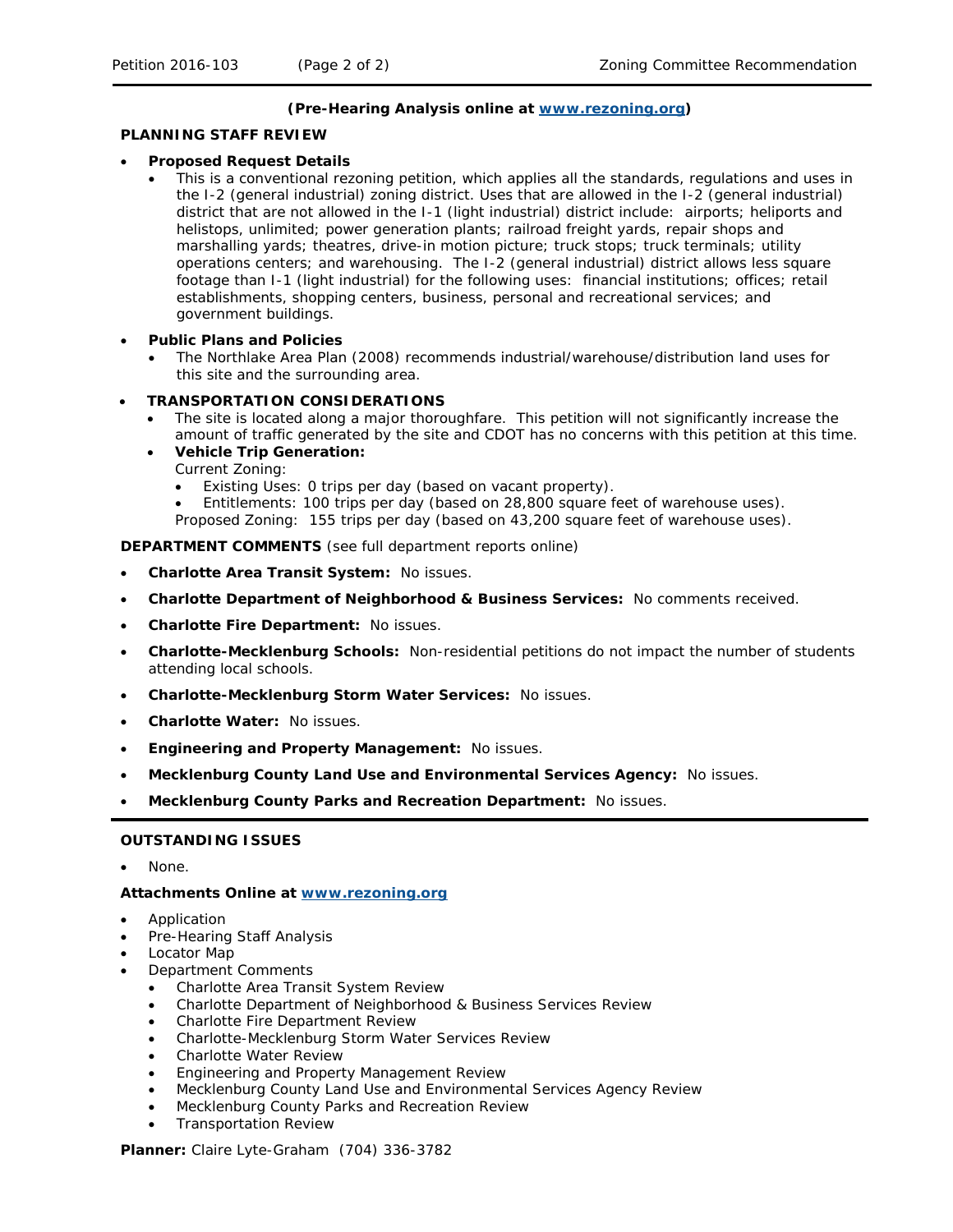**(Pre-Hearing Analysis online at [www.rezoning.org](www.rezoning.org))**

**PLANNING STAFF REVIEW**

- **Proposed Request Details**
  - This is a conventional rezoning petition, which applies all the standards, regulations and uses in the I-2 (general industrial) zoning district. Uses that are allowed in the I-2 (general industrial) district that are not allowed in the I-1 (light industrial) district include: airports; heliports and helistops, unlimited; power generation plants; railroad freight yards, repair shops and marshalling yards; theatres, drive-in motion picture; truck stops; truck terminals; utility operations centers; and warehousing. The I-2 (general industrial) district allows less square footage than I-1 (light industrial) for the following uses: financial institutions; offices; retail establishments, shopping centers, business, personal and recreational services; and government buildings.

- **Public Plans and Policies**
  - The Northlake Area Plan (2008) recommends industrial/warehouse/distribution land uses for this site and the surrounding area.

- **TRANSPORTATION CONSIDERATIONS**
  - The site is located along a major thoroughfare. This petition will not significantly increase the amount of traffic generated by the site and CDOT has no concerns with this petition at this time.
  - **Vehicle Trip Generation:**
    Current Zoning:
    - Existing Uses: 0 trips per day (based on vacant property).
    - Entitlements: 100 trips per day (based on 28,800 square feet of warehouse uses).

    Proposed Zoning: 155 trips per day (based on 43,200 square feet of warehouse uses).

**DEPARTMENT COMMENTS** (see full department reports online)

- **Charlotte Area Transit System:** No issues.
- **Charlotte Department of Neighborhood & Business Services:** No comments received.
- **Charlotte Fire Department:** No issues.
- **Charlotte-Mecklenburg Schools:** Non-residential petitions do not impact the number of students attending local schools.
- **Charlotte-Mecklenburg Storm Water Services:** No issues.
- **Charlotte Water:** No issues.
- **Engineering and Property Management:** No issues.
- **Mecklenburg County Land Use and Environmental Services Agency:** No issues.
- **Mecklenburg County Parks and Recreation Department:** No issues.

---

**OUTSTANDING ISSUES**

- None.

**Attachments Online at [www.rezoning.org](www.rezoning.org)**

- Application
- Pre-Hearing Staff Analysis
- Locator Map
- Department Comments
  - Charlotte Area Transit System Review
  - Charlotte Department of Neighborhood & Business Services Review
  - Charlotte Fire Department Review
  - Charlotte-Mecklenburg Storm Water Services Review
  - Charlotte Water Review
  - Engineering and Property Management Review
  - Mecklenburg County Land Use and Environmental Services Agency Review
  - Mecklenburg County Parks and Recreation Review
  - Transportation Review

**Planner:** Claire Lyte-Graham (704) 336-3782